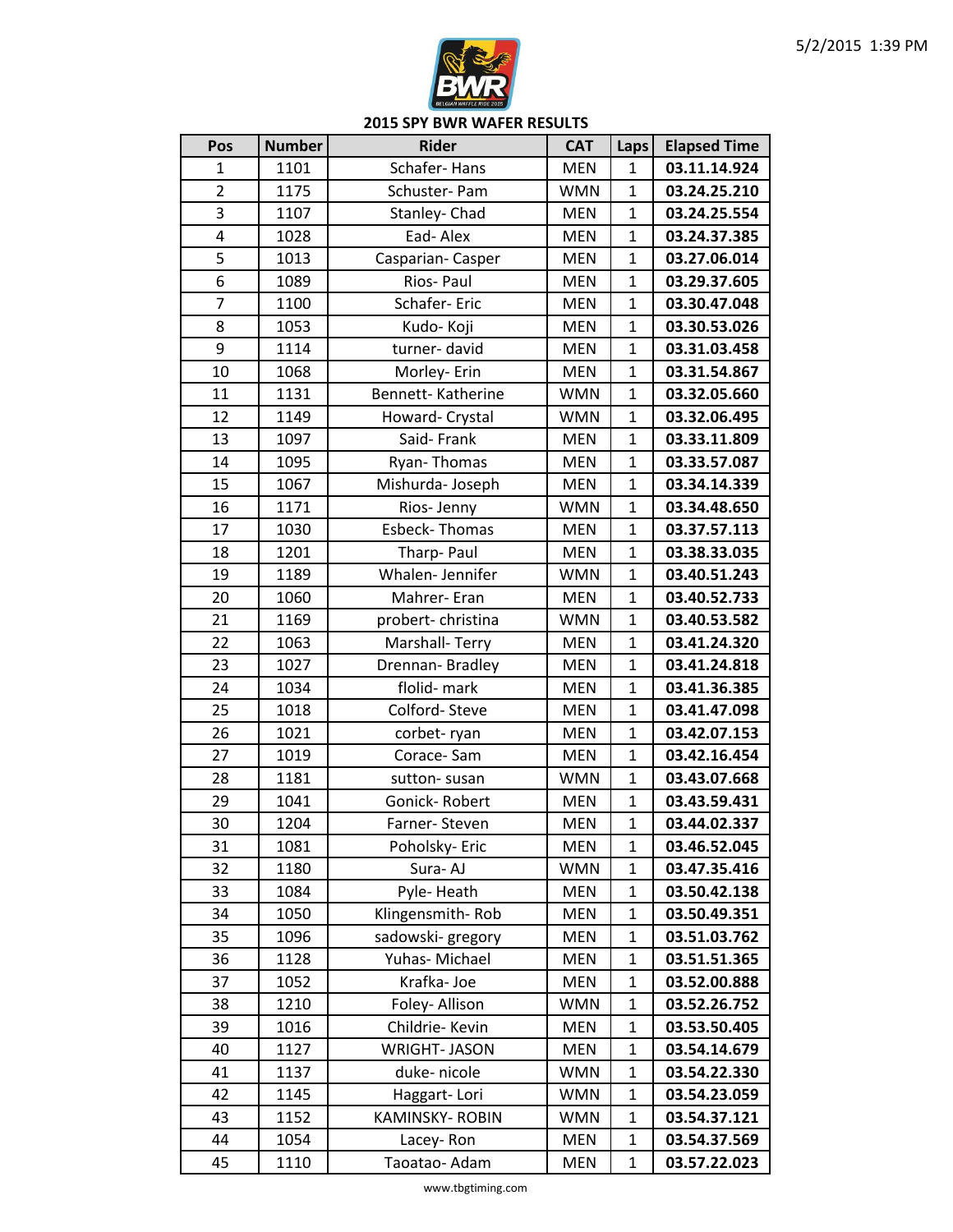# 2015 SPY BWR WAFER RESULTS

| Pos | Number | Rider | CAT | Laps | Elapsed Time |
|---|---|---|---|---|---|
| 1 | 1101 | Schafer- Hans | MEN | 1 | **03.11.14.924** |
| 2 | 1175 | Schuster- Pam | WMN | 1 | **03.24.25.210** |
| 3 | 1107 | Stanley- Chad | MEN | 1 | **03.24.25.554** |
| 4 | 1028 | Ead- Alex | MEN | 1 | **03.24.37.385** |
| 5 | 1013 | Casparian- Casper | MEN | 1 | **03.27.06.014** |
| 6 | 1089 | Rios- Paul | MEN | 1 | **03.29.37.605** |
| 7 | 1100 | Schafer- Eric | MEN | 1 | **03.30.47.048** |
| 8 | 1053 | Kudo- Koji | MEN | 1 | **03.30.53.026** |
| 9 | 1114 | turner- david | MEN | 1 | **03.31.03.458** |
| 10 | 1068 | Morley- Erin | MEN | 1 | **03.31.54.867** |
| 11 | 1131 | Bennett- Katherine | WMN | 1 | **03.32.05.660** |
| 12 | 1149 | Howard- Crystal | WMN | 1 | **03.32.06.495** |
| 13 | 1097 | Said- Frank | MEN | 1 | **03.33.11.809** |
| 14 | 1095 | Ryan- Thomas | MEN | 1 | **03.33.57.087** |
| 15 | 1067 | Mishurda- Joseph | MEN | 1 | **03.34.14.339** |
| 16 | 1171 | Rios- Jenny | WMN | 1 | **03.34.48.650** |
| 17 | 1030 | Esbeck- Thomas | MEN | 1 | **03.37.57.113** |
| 18 | 1201 | Tharp- Paul | MEN | 1 | **03.38.33.035** |
| 19 | 1189 | Whalen- Jennifer | WMN | 1 | **03.40.51.243** |
| 20 | 1060 | Mahrer- Eran | MEN | 1 | **03.40.52.733** |
| 21 | 1169 | probert- christina | WMN | 1 | **03.40.53.582** |
| 22 | 1063 | Marshall- Terry | MEN | 1 | **03.41.24.320** |
| 23 | 1027 | Drennan- Bradley | MEN | 1 | **03.41.24.818** |
| 24 | 1034 | flolid- mark | MEN | 1 | **03.41.36.385** |
| 25 | 1018 | Colford- Steve | MEN | 1 | **03.41.47.098** |
| 26 | 1021 | corbet- ryan | MEN | 1 | **03.42.07.153** |
| 27 | 1019 | Corace- Sam | MEN | 1 | **03.42.16.454** |
| 28 | 1181 | sutton- susan | WMN | 1 | **03.43.07.668** |
| 29 | 1041 | Gonick- Robert | MEN | 1 | **03.43.59.431** |
| 30 | 1204 | Farner- Steven | MEN | 1 | **03.44.02.337** |
| 31 | 1081 | Poholsky- Eric | MEN | 1 | **03.46.52.045** |
| 32 | 1180 | Sura- AJ | WMN | 1 | **03.47.35.416** |
| 33 | 1084 | Pyle- Heath | MEN | 1 | **03.50.42.138** |
| 34 | 1050 | Klingensmith- Rob | MEN | 1 | **03.50.49.351** |
| 35 | 1096 | sadowski- gregory | MEN | 1 | **03.51.03.762** |
| 36 | 1128 | Yuhas- Michael | MEN | 1 | **03.51.51.365** |
| 37 | 1052 | Krafka- Joe | MEN | 1 | **03.52.00.888** |
| 38 | 1210 | Foley- Allison | WMN | 1 | **03.52.26.752** |
| 39 | 1016 | Childrie- Kevin | MEN | 1 | **03.53.50.405** |
| 40 | 1127 | WRIGHT- JASON | MEN | 1 | **03.54.14.679** |
| 41 | 1137 | duke- nicole | WMN | 1 | **03.54.22.330** |
| 42 | 1145 | Haggart- Lori | WMN | 1 | **03.54.23.059** |
| 43 | 1152 | KAMINSKY- ROBIN | WMN | 1 | **03.54.37.121** |
| 44 | 1054 | Lacey- Ron | MEN | 1 | **03.54.37.569** |
| 45 | 1110 | Taoatao- Adam | MEN | 1 | **03.57.22.023** |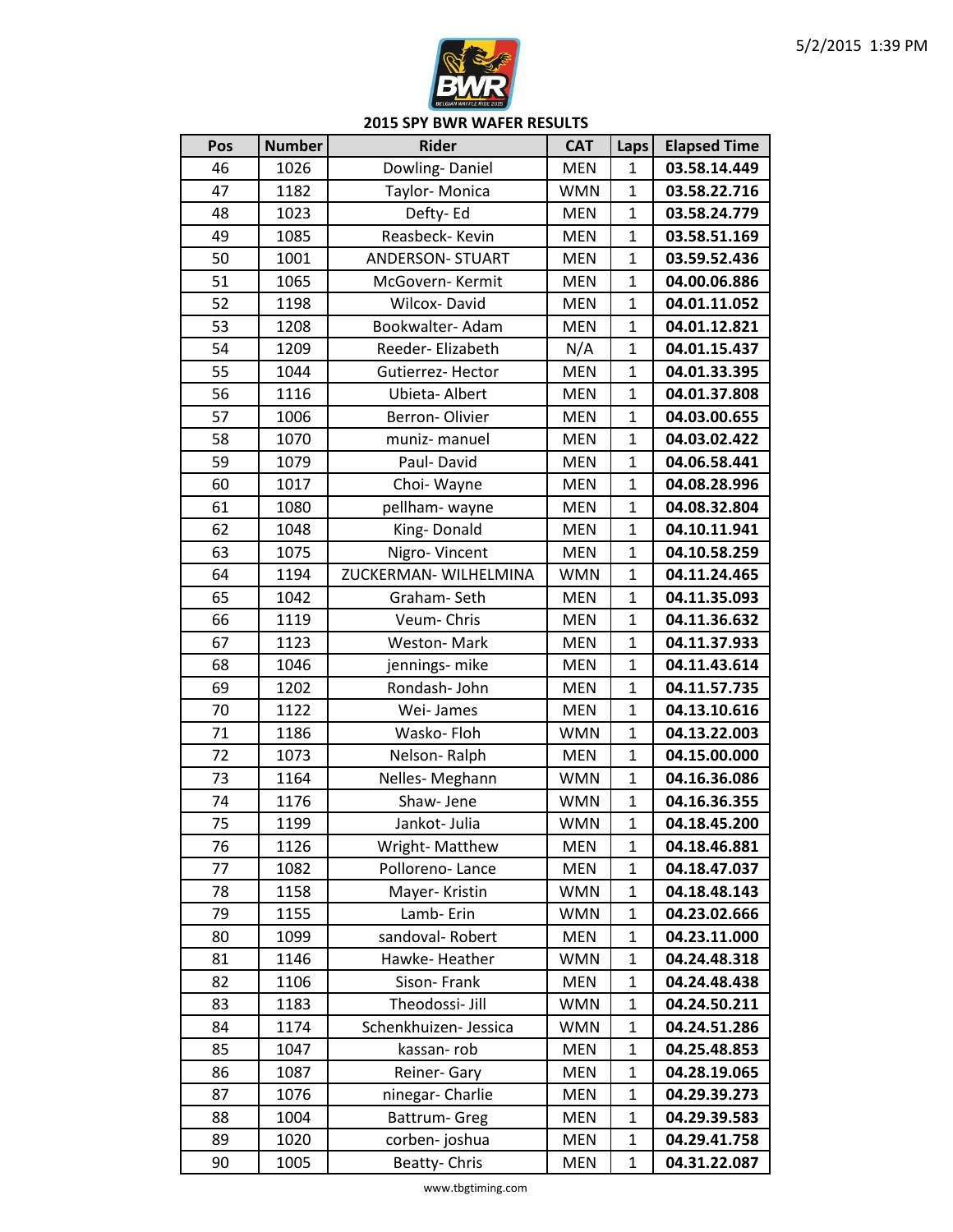## 2015 SPY BWR WAFER RESULTS

| Pos | Number | Rider | CAT | Laps | Elapsed Time |
|---|---|---|---|---|---|
| 46 | 1026 | Dowling- Daniel | MEN | 1 | **03.58.14.449** |
| 47 | 1182 | Taylor- Monica | WMN | 1 | **03.58.22.716** |
| 48 | 1023 | Defty- Ed | MEN | 1 | **03.58.24.779** |
| 49 | 1085 | Reasbeck- Kevin | MEN | 1 | **03.58.51.169** |
| 50 | 1001 | ANDERSON- STUART | MEN | 1 | **03.59.52.436** |
| 51 | 1065 | McGovern- Kermit | MEN | 1 | **04.00.06.886** |
| 52 | 1198 | Wilcox- David | MEN | 1 | **04.01.11.052** |
| 53 | 1208 | Bookwalter- Adam | MEN | 1 | **04.01.12.821** |
| 54 | 1209 | Reeder- Elizabeth | N/A | 1 | **04.01.15.437** |
| 55 | 1044 | Gutierrez- Hector | MEN | 1 | **04.01.33.395** |
| 56 | 1116 | Ubieta- Albert | MEN | 1 | **04.01.37.808** |
| 57 | 1006 | Berron- Olivier | MEN | 1 | **04.03.00.655** |
| 58 | 1070 | muniz- manuel | MEN | 1 | **04.03.02.422** |
| 59 | 1079 | Paul- David | MEN | 1 | **04.06.58.441** |
| 60 | 1017 | Choi- Wayne | MEN | 1 | **04.08.28.996** |
| 61 | 1080 | pellham- wayne | MEN | 1 | **04.08.32.804** |
| 62 | 1048 | King- Donald | MEN | 1 | **04.10.11.941** |
| 63 | 1075 | Nigro- Vincent | MEN | 1 | **04.10.58.259** |
| 64 | 1194 | ZUCKERMAN- WILHELMINA | WMN | 1 | **04.11.24.465** |
| 65 | 1042 | Graham- Seth | MEN | 1 | **04.11.35.093** |
| 66 | 1119 | Veum- Chris | MEN | 1 | **04.11.36.632** |
| 67 | 1123 | Weston- Mark | MEN | 1 | **04.11.37.933** |
| 68 | 1046 | jennings- mike | MEN | 1 | **04.11.43.614** |
| 69 | 1202 | Rondash- John | MEN | 1 | **04.11.57.735** |
| 70 | 1122 | Wei- James | MEN | 1 | **04.13.10.616** |
| 71 | 1186 | Wasko- Floh | WMN | 1 | **04.13.22.003** |
| 72 | 1073 | Nelson- Ralph | MEN | 1 | **04.15.00.000** |
| 73 | 1164 | Nelles- Meghann | WMN | 1 | **04.16.36.086** |
| 74 | 1176 | Shaw- Jene | WMN | 1 | **04.16.36.355** |
| 75 | 1199 | Jankot- Julia | WMN | 1 | **04.18.45.200** |
| 76 | 1126 | Wright- Matthew | MEN | 1 | **04.18.46.881** |
| 77 | 1082 | Polloreno- Lance | MEN | 1 | **04.18.47.037** |
| 78 | 1158 | Mayer- Kristin | WMN | 1 | **04.18.48.143** |
| 79 | 1155 | Lamb- Erin | WMN | 1 | **04.23.02.666** |
| 80 | 1099 | sandoval- Robert | MEN | 1 | **04.23.11.000** |
| 81 | 1146 | Hawke- Heather | WMN | 1 | **04.24.48.318** |
| 82 | 1106 | Sison- Frank | MEN | 1 | **04.24.48.438** |
| 83 | 1183 | Theodossi- Jill | WMN | 1 | **04.24.50.211** |
| 84 | 1174 | Schenkhuizen- Jessica | WMN | 1 | **04.24.51.286** |
| 85 | 1047 | kassan- rob | MEN | 1 | **04.25.48.853** |
| 86 | 1087 | Reiner- Gary | MEN | 1 | **04.28.19.065** |
| 87 | 1076 | ninegar- Charlie | MEN | 1 | **04.29.39.273** |
| 88 | 1004 | Battrum- Greg | MEN | 1 | **04.29.39.583** |
| 89 | 1020 | corben- joshua | MEN | 1 | **04.29.41.758** |
| 90 | 1005 | Beatty- Chris | MEN | 1 | **04.31.22.087** |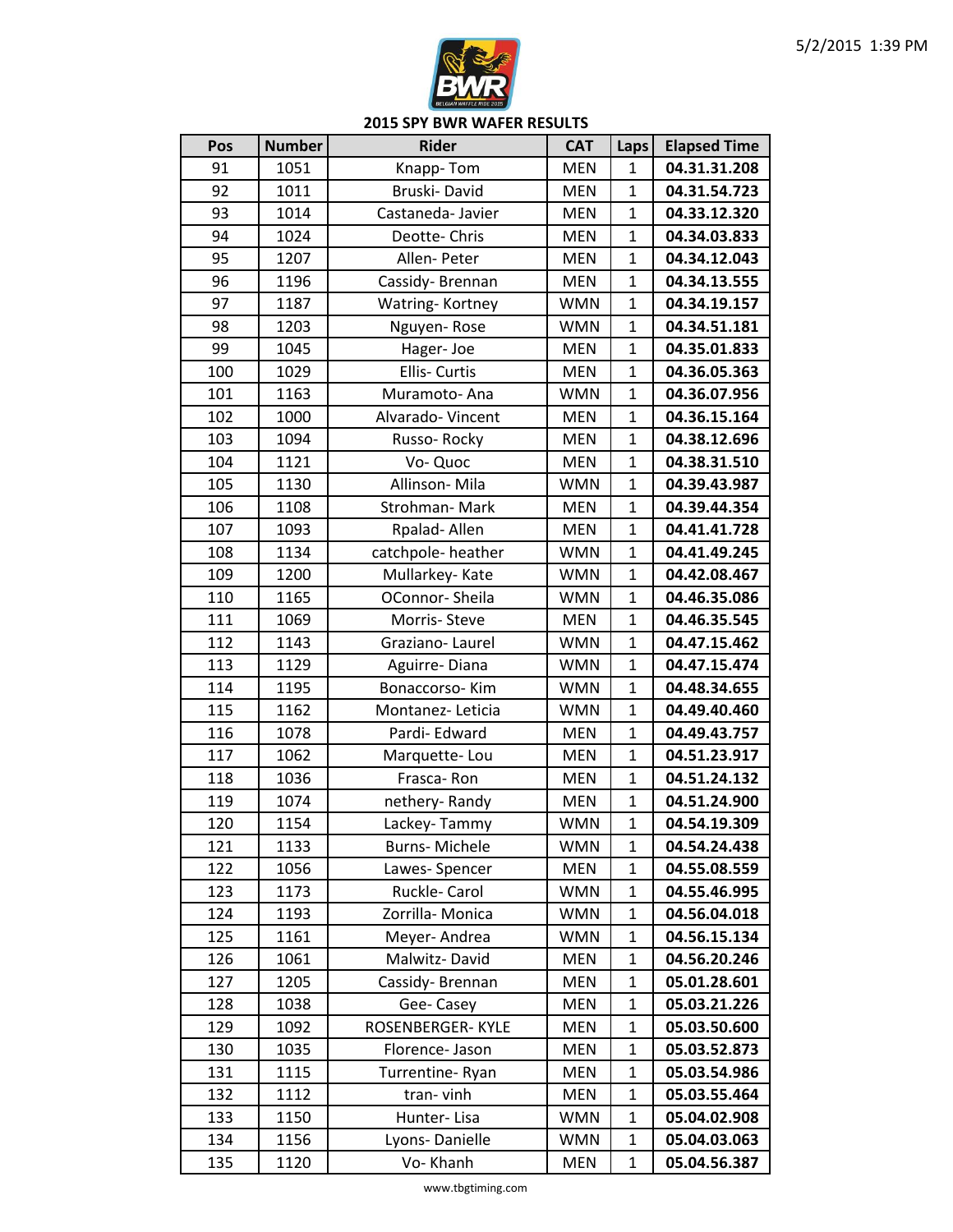## 2015 SPY BWR WAFER RESULTS

| Pos | Number | Rider | CAT | Laps | Elapsed Time |
|---|---|---|---|---|---|
| 91 | 1051 | Knapp- Tom | MEN | 1 | **04.31.31.208** |
| 92 | 1011 | Bruski- David | MEN | 1 | **04.31.54.723** |
| 93 | 1014 | Castaneda- Javier | MEN | 1 | **04.33.12.320** |
| 94 | 1024 | Deotte- Chris | MEN | 1 | **04.34.03.833** |
| 95 | 1207 | Allen- Peter | MEN | 1 | **04.34.12.043** |
| 96 | 1196 | Cassidy- Brennan | MEN | 1 | **04.34.13.555** |
| 97 | 1187 | Watring- Kortney | WMN | 1 | **04.34.19.157** |
| 98 | 1203 | Nguyen- Rose | WMN | 1 | **04.34.51.181** |
| 99 | 1045 | Hager- Joe | MEN | 1 | **04.35.01.833** |
| 100 | 1029 | Ellis- Curtis | MEN | 1 | **04.36.05.363** |
| 101 | 1163 | Muramoto- Ana | WMN | 1 | **04.36.07.956** |
| 102 | 1000 | Alvarado- Vincent | MEN | 1 | **04.36.15.164** |
| 103 | 1094 | Russo- Rocky | MEN | 1 | **04.38.12.696** |
| 104 | 1121 | Vo- Quoc | MEN | 1 | **04.38.31.510** |
| 105 | 1130 | Allinson- Mila | WMN | 1 | **04.39.43.987** |
| 106 | 1108 | Strohman- Mark | MEN | 1 | **04.39.44.354** |
| 107 | 1093 | Rpalad- Allen | MEN | 1 | **04.41.41.728** |
| 108 | 1134 | catchpole- heather | WMN | 1 | **04.41.49.245** |
| 109 | 1200 | Mullarkey- Kate | WMN | 1 | **04.42.08.467** |
| 110 | 1165 | OConnor- Sheila | WMN | 1 | **04.46.35.086** |
| 111 | 1069 | Morris- Steve | MEN | 1 | **04.46.35.545** |
| 112 | 1143 | Graziano- Laurel | WMN | 1 | **04.47.15.462** |
| 113 | 1129 | Aguirre- Diana | WMN | 1 | **04.47.15.474** |
| 114 | 1195 | Bonaccorso- Kim | WMN | 1 | **04.48.34.655** |
| 115 | 1162 | Montanez- Leticia | WMN | 1 | **04.49.40.460** |
| 116 | 1078 | Pardi- Edward | MEN | 1 | **04.49.43.757** |
| 117 | 1062 | Marquette- Lou | MEN | 1 | **04.51.23.917** |
| 118 | 1036 | Frasca- Ron | MEN | 1 | **04.51.24.132** |
| 119 | 1074 | nethery- Randy | MEN | 1 | **04.51.24.900** |
| 120 | 1154 | Lackey- Tammy | WMN | 1 | **04.54.19.309** |
| 121 | 1133 | Burns- Michele | WMN | 1 | **04.54.24.438** |
| 122 | 1056 | Lawes- Spencer | MEN | 1 | **04.55.08.559** |
| 123 | 1173 | Ruckle- Carol | WMN | 1 | **04.55.46.995** |
| 124 | 1193 | Zorrilla- Monica | WMN | 1 | **04.56.04.018** |
| 125 | 1161 | Meyer- Andrea | WMN | 1 | **04.56.15.134** |
| 126 | 1061 | Malwitz- David | MEN | 1 | **04.56.20.246** |
| 127 | 1205 | Cassidy- Brennan | MEN | 1 | **05.01.28.601** |
| 128 | 1038 | Gee- Casey | MEN | 1 | **05.03.21.226** |
| 129 | 1092 | ROSENBERGER- KYLE | MEN | 1 | **05.03.50.600** |
| 130 | 1035 | Florence- Jason | MEN | 1 | **05.03.52.873** |
| 131 | 1115 | Turrentine- Ryan | MEN | 1 | **05.03.54.986** |
| 132 | 1112 | tran- vinh | MEN | 1 | **05.03.55.464** |
| 133 | 1150 | Hunter- Lisa | WMN | 1 | **05.04.02.908** |
| 134 | 1156 | Lyons- Danielle | WMN | 1 | **05.04.03.063** |
| 135 | 1120 | Vo- Khanh | MEN | 1 | **05.04.56.387** |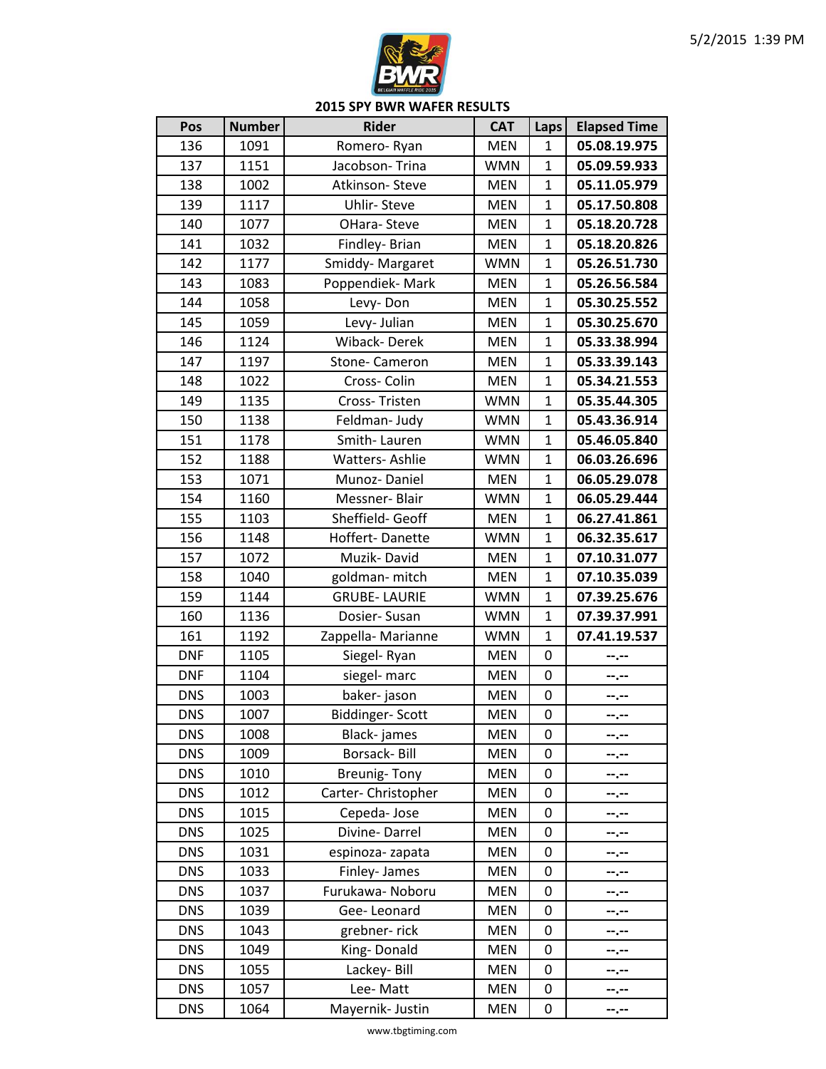# 2015 SPY BWR WAFER RESULTS

| Pos | Number | Rider | CAT | Laps | Elapsed Time |
|---|---|---|---|---|---|
| 136 | 1091 | Romero- Ryan | MEN | 1 | **05.08.19.975** |
| 137 | 1151 | Jacobson- Trina | WMN | 1 | **05.09.59.933** |
| 138 | 1002 | Atkinson- Steve | MEN | 1 | **05.11.05.979** |
| 139 | 1117 | Uhlir- Steve | MEN | 1 | **05.17.50.808** |
| 140 | 1077 | OHara- Steve | MEN | 1 | **05.18.20.728** |
| 141 | 1032 | Findley- Brian | MEN | 1 | **05.18.20.826** |
| 142 | 1177 | Smiddy- Margaret | WMN | 1 | **05.26.51.730** |
| 143 | 1083 | Poppendiek- Mark | MEN | 1 | **05.26.56.584** |
| 144 | 1058 | Levy- Don | MEN | 1 | **05.30.25.552** |
| 145 | 1059 | Levy- Julian | MEN | 1 | **05.30.25.670** |
| 146 | 1124 | Wiback- Derek | MEN | 1 | **05.33.38.994** |
| 147 | 1197 | Stone- Cameron | MEN | 1 | **05.33.39.143** |
| 148 | 1022 | Cross- Colin | MEN | 1 | **05.34.21.553** |
| 149 | 1135 | Cross- Tristen | WMN | 1 | **05.35.44.305** |
| 150 | 1138 | Feldman- Judy | WMN | 1 | **05.43.36.914** |
| 151 | 1178 | Smith- Lauren | WMN | 1 | **05.46.05.840** |
| 152 | 1188 | Watters- Ashlie | WMN | 1 | **06.03.26.696** |
| 153 | 1071 | Munoz- Daniel | MEN | 1 | **06.05.29.078** |
| 154 | 1160 | Messner- Blair | WMN | 1 | **06.05.29.444** |
| 155 | 1103 | Sheffield- Geoff | MEN | 1 | **06.27.41.861** |
| 156 | 1148 | Hoffert- Danette | WMN | 1 | **06.32.35.617** |
| 157 | 1072 | Muzik- David | MEN | 1 | **07.10.31.077** |
| 158 | 1040 | goldman- mitch | MEN | 1 | **07.10.35.039** |
| 159 | 1144 | GRUBE- LAURIE | WMN | 1 | **07.39.25.676** |
| 160 | 1136 | Dosier- Susan | WMN | 1 | **07.39.37.991** |
| 161 | 1192 | Zappella- Marianne | WMN | 1 | **07.41.19.537** |
| DNF | 1105 | Siegel- Ryan | MEN | 0 | **--.--** |
| DNF | 1104 | siegel- marc | MEN | 0 | **--.--** |
| DNS | 1003 | baker- jason | MEN | 0 | **--.--** |
| DNS | 1007 | Biddinger- Scott | MEN | 0 | **--.--** |
| DNS | 1008 | Black- james | MEN | 0 | **--.--** |
| DNS | 1009 | Borsack- Bill | MEN | 0 | **--.--** |
| DNS | 1010 | Breunig- Tony | MEN | 0 | **--.--** |
| DNS | 1012 | Carter- Christopher | MEN | 0 | **--.--** |
| DNS | 1015 | Cepeda- Jose | MEN | 0 | **--.--** |
| DNS | 1025 | Divine- Darrel | MEN | 0 | **--.--** |
| DNS | 1031 | espinoza- zapata | MEN | 0 | **--.--** |
| DNS | 1033 | Finley- James | MEN | 0 | **--.--** |
| DNS | 1037 | Furukawa- Noboru | MEN | 0 | **--.--** |
| DNS | 1039 | Gee- Leonard | MEN | 0 | **--.--** |
| DNS | 1043 | grebner- rick | MEN | 0 | **--.--** |
| DNS | 1049 | King- Donald | MEN | 0 | **--.--** |
| DNS | 1055 | Lackey- Bill | MEN | 0 | **--.--** |
| DNS | 1057 | Lee- Matt | MEN | 0 | **--.--** |
| DNS | 1064 | Mayernik- Justin | MEN | 0 | **--.--** |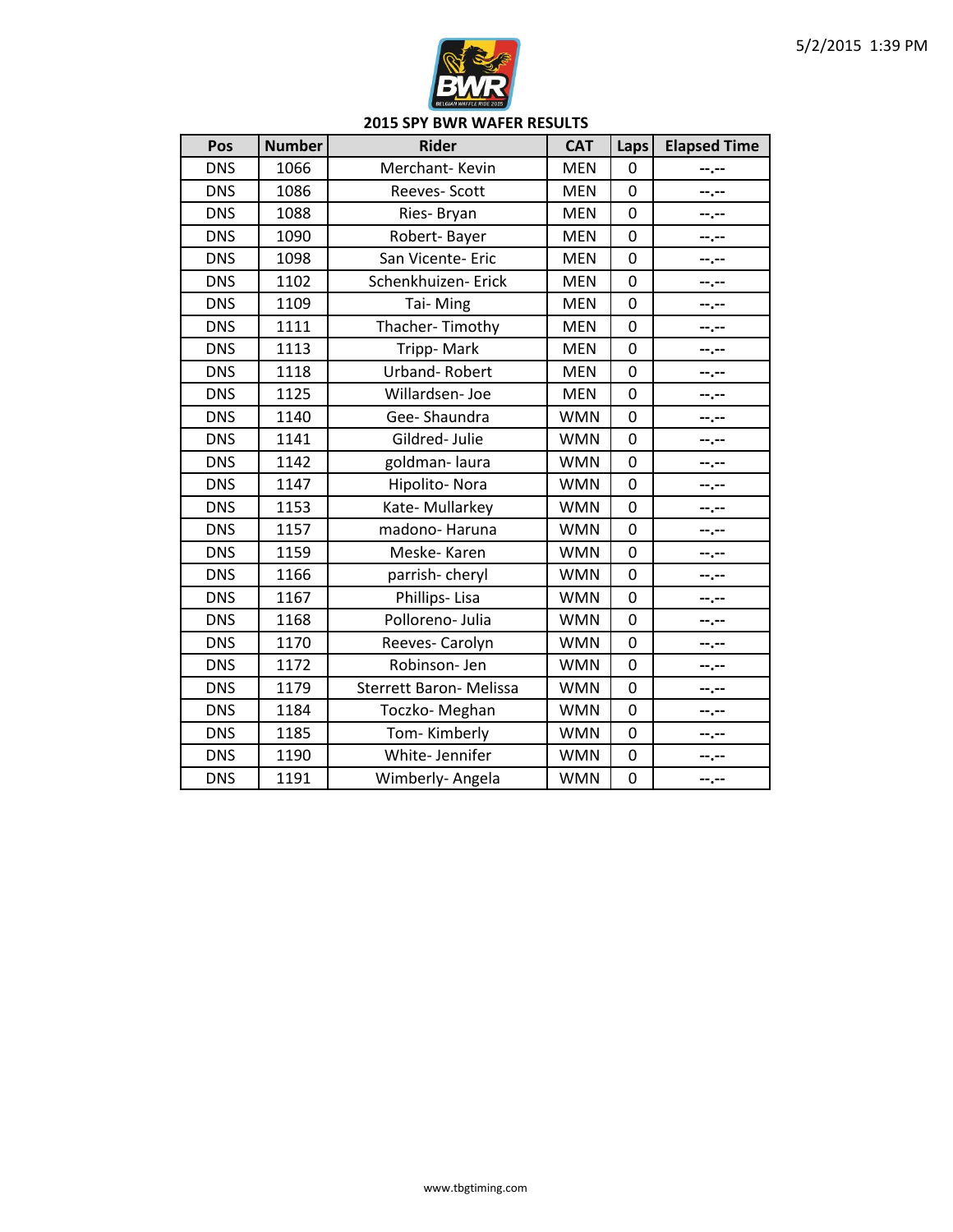**2015 SPY BWR WAFER RESULTS**

| Pos | Number | Rider | CAT | Laps | Elapsed Time |
|---|---|---|---|---|---|
| DNS | 1066 | Merchant- Kevin | MEN | 0 | --.-- |
| DNS | 1086 | Reeves- Scott | MEN | 0 | --.-- |
| DNS | 1088 | Ries- Bryan | MEN | 0 | --.-- |
| DNS | 1090 | Robert- Bayer | MEN | 0 | --.-- |
| DNS | 1098 | San Vicente- Eric | MEN | 0 | --.-- |
| DNS | 1102 | Schenkhuizen- Erick | MEN | 0 | --.-- |
| DNS | 1109 | Tai- Ming | MEN | 0 | --.-- |
| DNS | 1111 | Thacher- Timothy | MEN | 0 | --.-- |
| DNS | 1113 | Tripp- Mark | MEN | 0 | --.-- |
| DNS | 1118 | Urband- Robert | MEN | 0 | --.-- |
| DNS | 1125 | Willardsen- Joe | MEN | 0 | --.-- |
| DNS | 1140 | Gee- Shaundra | WMN | 0 | --.-- |
| DNS | 1141 | Gildred- Julie | WMN | 0 | --.-- |
| DNS | 1142 | goldman- laura | WMN | 0 | --.-- |
| DNS | 1147 | Hipolito- Nora | WMN | 0 | --.-- |
| DNS | 1153 | Kate- Mullarkey | WMN | 0 | --.-- |
| DNS | 1157 | madono- Haruna | WMN | 0 | --.-- |
| DNS | 1159 | Meske- Karen | WMN | 0 | --.-- |
| DNS | 1166 | parrish- cheryl | WMN | 0 | --.-- |
| DNS | 1167 | Phillips- Lisa | WMN | 0 | --.-- |
| DNS | 1168 | Polloreno- Julia | WMN | 0 | --.-- |
| DNS | 1170 | Reeves- Carolyn | WMN | 0 | --.-- |
| DNS | 1172 | Robinson- Jen | WMN | 0 | --.-- |
| DNS | 1179 | Sterrett Baron- Melissa | WMN | 0 | --.-- |
| DNS | 1184 | Toczko- Meghan | WMN | 0 | --.-- |
| DNS | 1185 | Tom- Kimberly | WMN | 0 | --.-- |
| DNS | 1190 | White- Jennifer | WMN | 0 | --.-- |
| DNS | 1191 | Wimberly- Angela | WMN | 0 | --.-- |